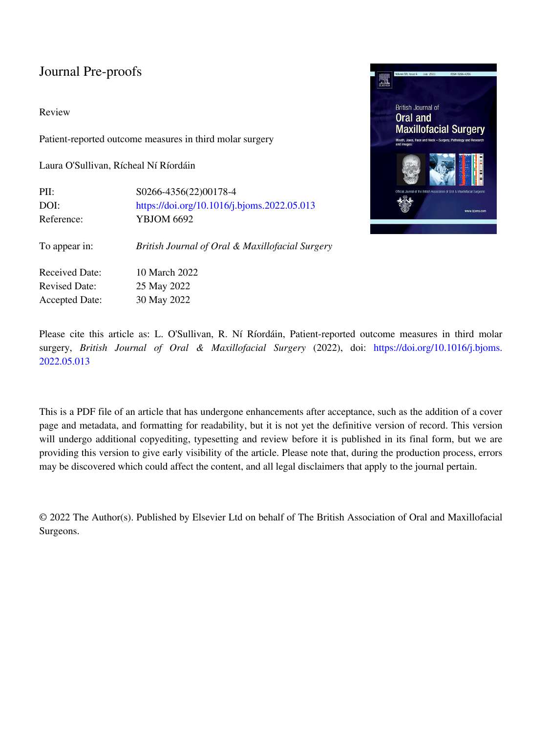Journal Pre-proofs

Review

Patient-reported outcome measures in third molar surgery

Laura O'Sullivan, Rícheal Ní Ríordáin

| | |
|---|---|
| PII: | S0266-4356(22)00178-4 |
| DOI: | https://doi.org/10.1016/j.bjoms.2022.05.013 |
| Reference: | YBJOM 6692 |
| To appear in: | *British Journal of Oral & Maxillofacial Surgery* |
| Received Date: | 10 March 2022 |
| Revised Date: | 25 May 2022 |
| Accepted Date: | 30 May 2022 |

Please cite this article as: L. O'Sullivan, R. Ní Ríordáin, Patient-reported outcome measures in third molar surgery, *British Journal of Oral & Maxillofacial Surgery* (2022), doi: https://doi.org/10.1016/j.bjoms.2022.05.013

This is a PDF file of an article that has undergone enhancements after acceptance, such as the addition of a cover page and metadata, and formatting for readability, but it is not yet the definitive version of record. This version will undergo additional copyediting, typesetting and review before it is published in its final form, but we are providing this version to give early visibility of the article. Please note that, during the production process, errors may be discovered which could affect the content, and all legal disclaimers that apply to the journal pertain.

© 2022 The Author(s). Published by Elsevier Ltd on behalf of The British Association of Oral and Maxillofacial Surgeons.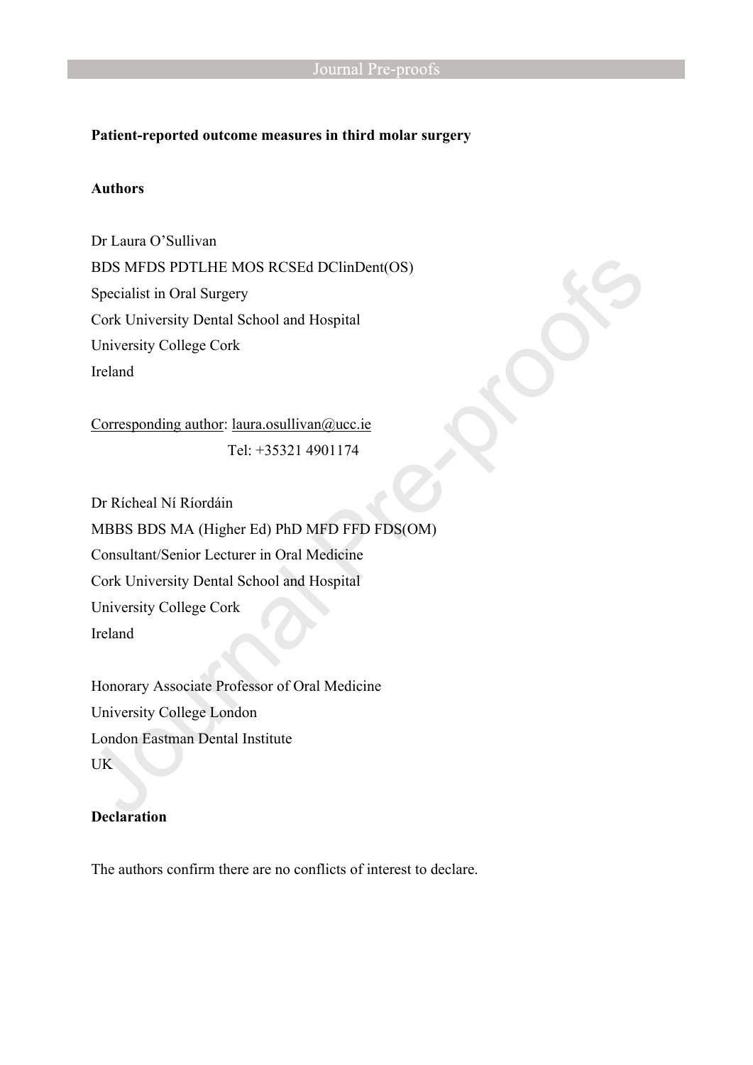**Patient-reported outcome measures in third molar surgery**

**Authors**

Dr Laura O'Sullivan
BDS MFDS PDTLHE MOS RCSEd DClinDent(OS)
Specialist in Oral Surgery
Cork University Dental School and Hospital
University College Cork
Ireland

Corresponding author: laura.osullivan@ucc.ie
Tel: +35321 4901174

Dr Rícheal Ní Ríordáin
MBBS BDS MA (Higher Ed) PhD MFD FFD FDS(OM)
Consultant/Senior Lecturer in Oral Medicine
Cork University Dental School and Hospital
University College Cork
Ireland

Honorary Associate Professor of Oral Medicine
University College London
London Eastman Dental Institute
UK

**Declaration**

The authors confirm there are no conflicts of interest to declare.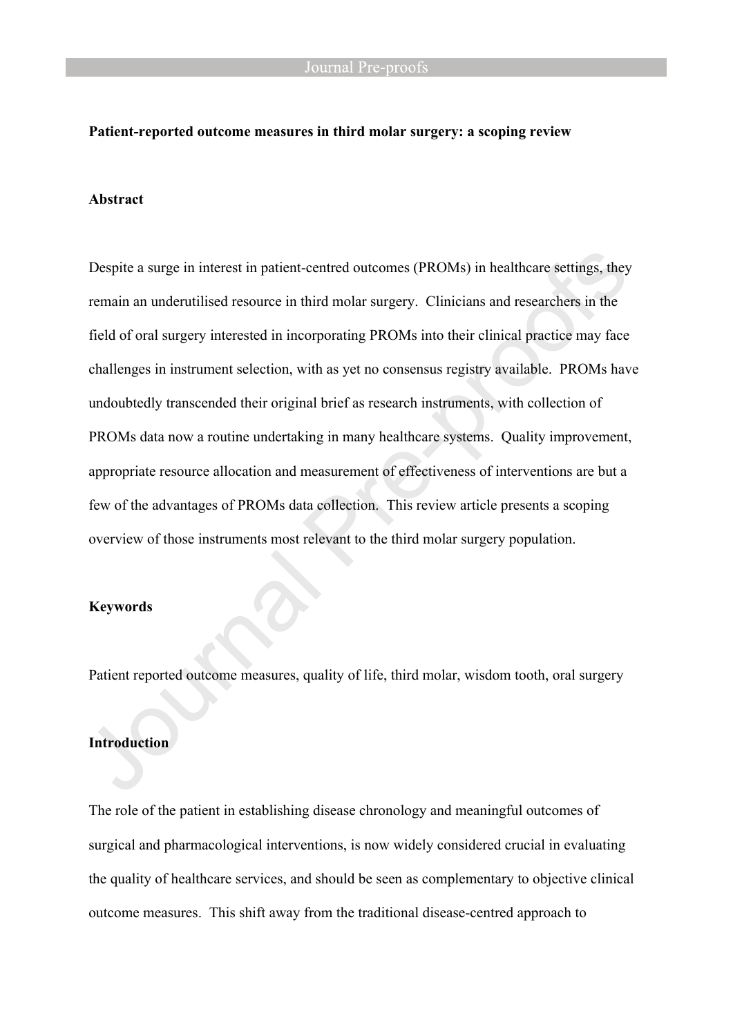**Patient-reported outcome measures in third molar surgery: a scoping review**

**Abstract**

Despite a surge in interest in patient-centred outcomes (PROMs) in healthcare settings, they remain an underutilised resource in third molar surgery. Clinicians and researchers in the field of oral surgery interested in incorporating PROMs into their clinical practice may face challenges in instrument selection, with as yet no consensus registry available. PROMs have undoubtedly transcended their original brief as research instruments, with collection of PROMs data now a routine undertaking in many healthcare systems. Quality improvement, appropriate resource allocation and measurement of effectiveness of interventions are but a few of the advantages of PROMs data collection. This review article presents a scoping overview of those instruments most relevant to the third molar surgery population.

**Keywords**

Patient reported outcome measures, quality of life, third molar, wisdom tooth, oral surgery

**Introduction**

The role of the patient in establishing disease chronology and meaningful outcomes of surgical and pharmacological interventions, is now widely considered crucial in evaluating the quality of healthcare services, and should be seen as complementary to objective clinical outcome measures. This shift away from the traditional disease-centred approach to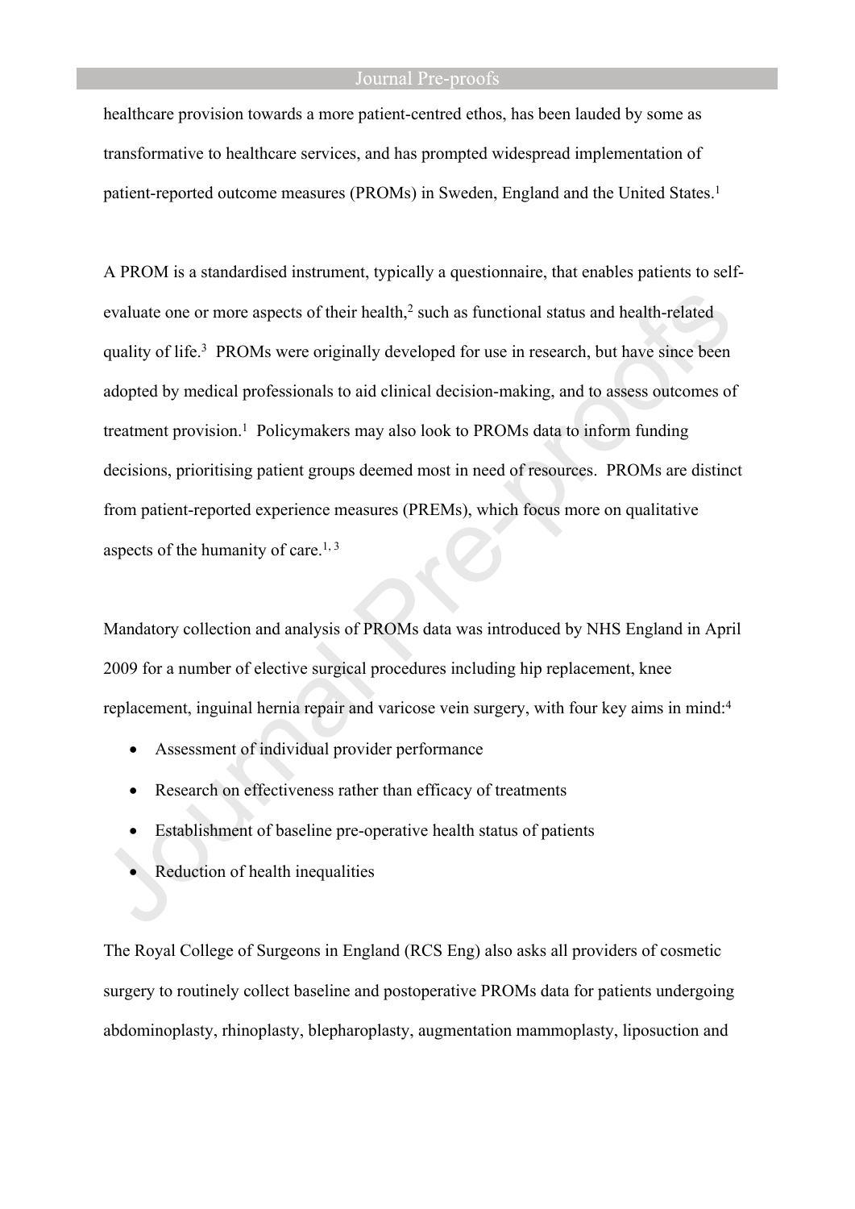healthcare provision towards a more patient-centred ethos, has been lauded by some as transformative to healthcare services, and has prompted widespread implementation of patient-reported outcome measures (PROMs) in Sweden, England and the United States.[1]

A PROM is a standardised instrument, typically a questionnaire, that enables patients to self-evaluate one or more aspects of their health,[2] such as functional status and health-related quality of life.[3] PROMs were originally developed for use in research, but have since been adopted by medical professionals to aid clinical decision-making, and to assess outcomes of treatment provision.[1] Policymakers may also look to PROMs data to inform funding decisions, prioritising patient groups deemed most in need of resources. PROMs are distinct from patient-reported experience measures (PREMs), which focus more on qualitative aspects of the humanity of care.[1, 3]

Mandatory collection and analysis of PROMs data was introduced by NHS England in April 2009 for a number of elective surgical procedures including hip replacement, knee replacement, inguinal hernia repair and varicose vein surgery, with four key aims in mind:[4]

- Assessment of individual provider performance
- Research on effectiveness rather than efficacy of treatments
- Establishment of baseline pre-operative health status of patients
- Reduction of health inequalities

The Royal College of Surgeons in England (RCS Eng) also asks all providers of cosmetic surgery to routinely collect baseline and postoperative PROMs data for patients undergoing abdominoplasty, rhinoplasty, blepharoplasty, augmentation mammoplasty, liposuction and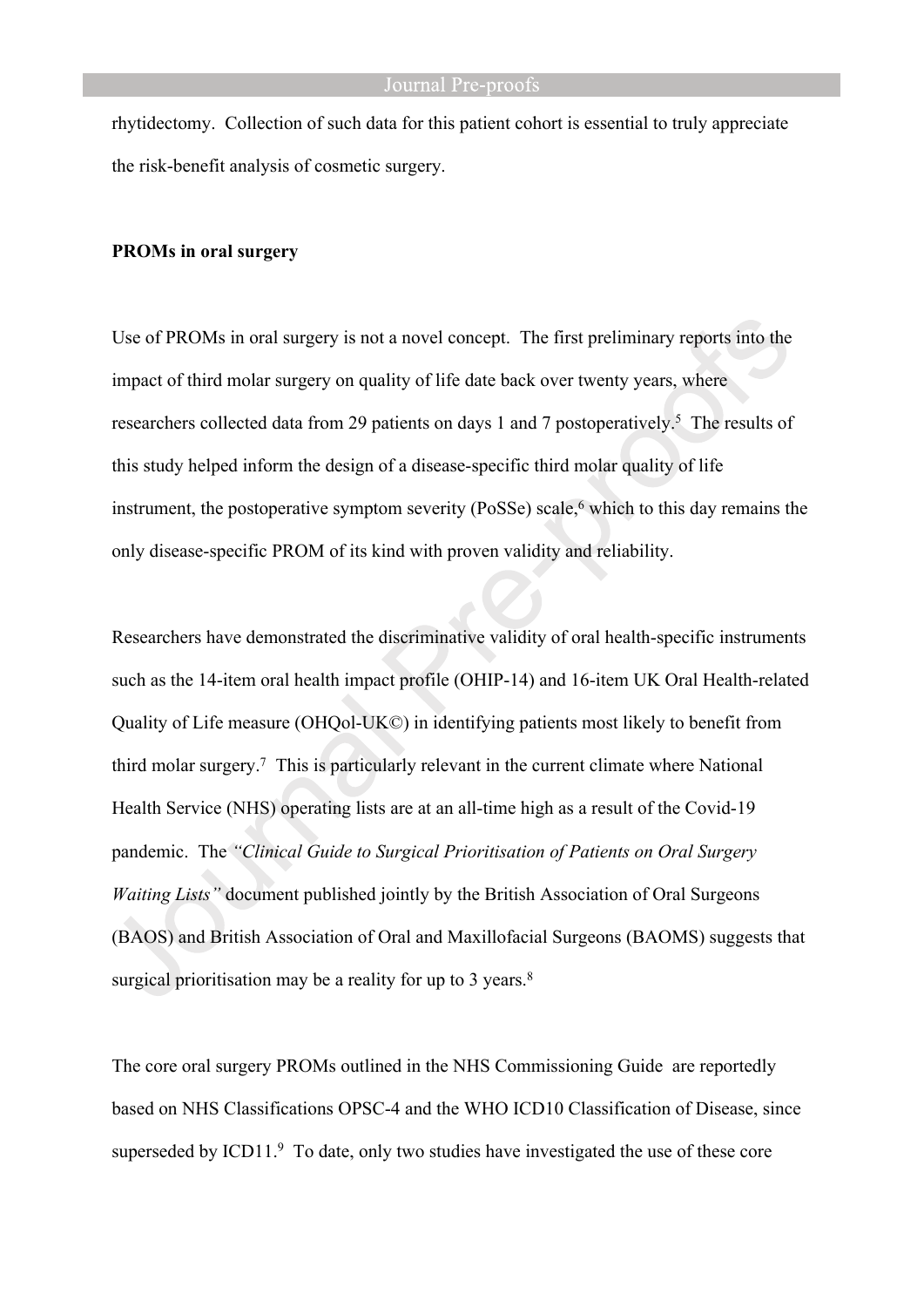rhytidectomy. Collection of such data for this patient cohort is essential to truly appreciate the risk-benefit analysis of cosmetic surgery.

**PROMs in oral surgery**

Use of PROMs in oral surgery is not a novel concept. The first preliminary reports into the impact of third molar surgery on quality of life date back over twenty years, where researchers collected data from 29 patients on days 1 and 7 postoperatively.[5] The results of this study helped inform the design of a disease-specific third molar quality of life instrument, the postoperative symptom severity (PoSSe) scale,[6] which to this day remains the only disease-specific PROM of its kind with proven validity and reliability.

Researchers have demonstrated the discriminative validity of oral health-specific instruments such as the 14-item oral health impact profile (OHIP-14) and 16-item UK Oral Health-related Quality of Life measure (OHQol-UK©) in identifying patients most likely to benefit from third molar surgery.[7] This is particularly relevant in the current climate where National Health Service (NHS) operating lists are at an all-time high as a result of the Covid-19 pandemic. The *"Clinical Guide to Surgical Prioritisation of Patients on Oral Surgery Waiting Lists"* document published jointly by the British Association of Oral Surgeons (BAOS) and British Association of Oral and Maxillofacial Surgeons (BAOMS) suggests that surgical prioritisation may be a reality for up to 3 years.[8]

The core oral surgery PROMs outlined in the NHS Commissioning Guide are reportedly based on NHS Classifications OPSC-4 and the WHO ICD10 Classification of Disease, since superseded by ICD11.[9] To date, only two studies have investigated the use of these core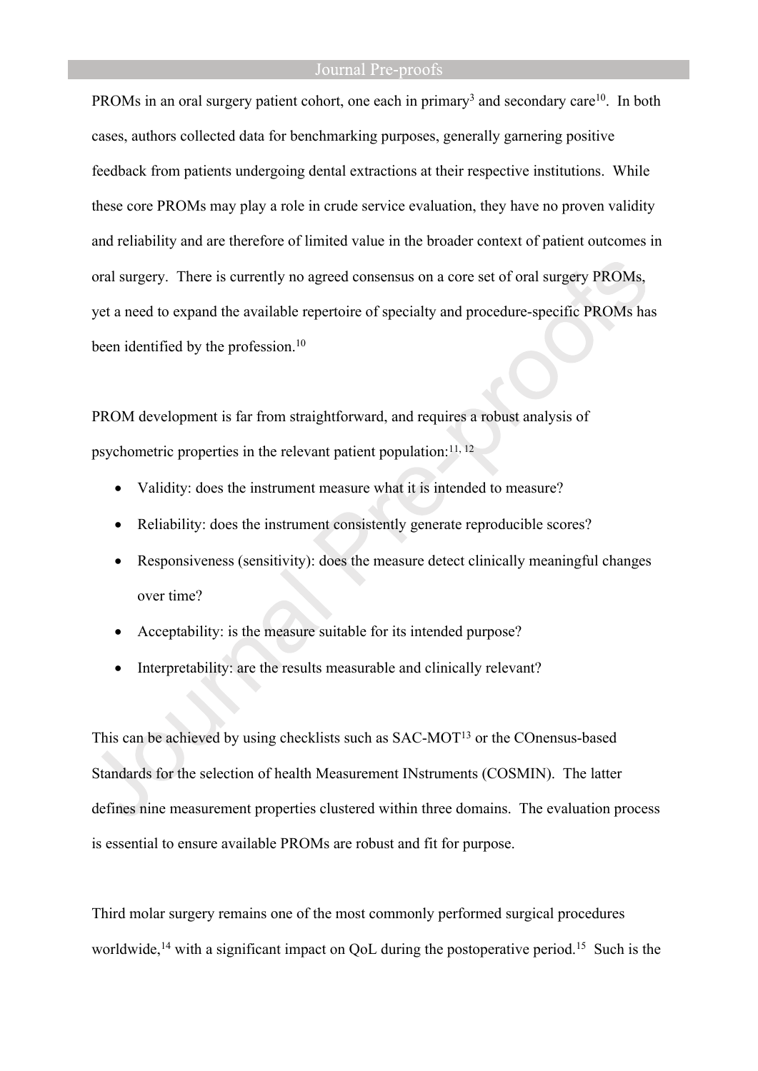PROMs in an oral surgery patient cohort, one each in primary[3] and secondary care[10]. In both cases, authors collected data for benchmarking purposes, generally garnering positive feedback from patients undergoing dental extractions at their respective institutions. While these core PROMs may play a role in crude service evaluation, they have no proven validity and reliability and are therefore of limited value in the broader context of patient outcomes in oral surgery. There is currently no agreed consensus on a core set of oral surgery PROMs, yet a need to expand the available repertoire of specialty and procedure-specific PROMs has been identified by the profession.[10]

PROM development is far from straightforward, and requires a robust analysis of psychometric properties in the relevant patient population:[11, 12]

- Validity: does the instrument measure what it is intended to measure?
- Reliability: does the instrument consistently generate reproducible scores?
- Responsiveness (sensitivity): does the measure detect clinically meaningful changes over time?
- Acceptability: is the measure suitable for its intended purpose?
- Interpretability: are the results measurable and clinically relevant?

This can be achieved by using checklists such as SAC-MOT[13] or the COnensus-based Standards for the selection of health Measurement INstruments (COSMIN). The latter defines nine measurement properties clustered within three domains. The evaluation process is essential to ensure available PROMs are robust and fit for purpose.

Third molar surgery remains one of the most commonly performed surgical procedures worldwide,[14] with a significant impact on QoL during the postoperative period.[15] Such is the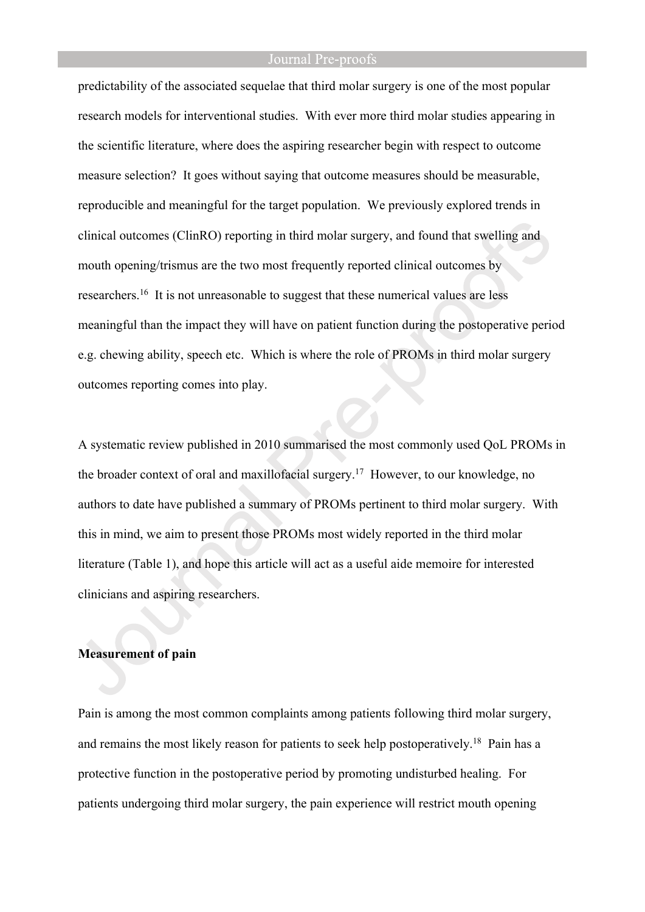predictability of the associated sequelae that third molar surgery is one of the most popular research models for interventional studies. With ever more third molar studies appearing in the scientific literature, where does the aspiring researcher begin with respect to outcome measure selection? It goes without saying that outcome measures should be measurable, reproducible and meaningful for the target population. We previously explored trends in clinical outcomes (ClinRO) reporting in third molar surgery, and found that swelling and mouth opening/trismus are the two most frequently reported clinical outcomes by researchers.[16] It is not unreasonable to suggest that these numerical values are less meaningful than the impact they will have on patient function during the postoperative period e.g. chewing ability, speech etc. Which is where the role of PROMs in third molar surgery outcomes reporting comes into play.

A systematic review published in 2010 summarised the most commonly used QoL PROMs in the broader context of oral and maxillofacial surgery.[17] However, to our knowledge, no authors to date have published a summary of PROMs pertinent to third molar surgery. With this in mind, we aim to present those PROMs most widely reported in the third molar literature (Table 1), and hope this article will act as a useful aide memoire for interested clinicians and aspiring researchers.

**Measurement of pain**

Pain is among the most common complaints among patients following third molar surgery, and remains the most likely reason for patients to seek help postoperatively.[18] Pain has a protective function in the postoperative period by promoting undisturbed healing. For patients undergoing third molar surgery, the pain experience will restrict mouth opening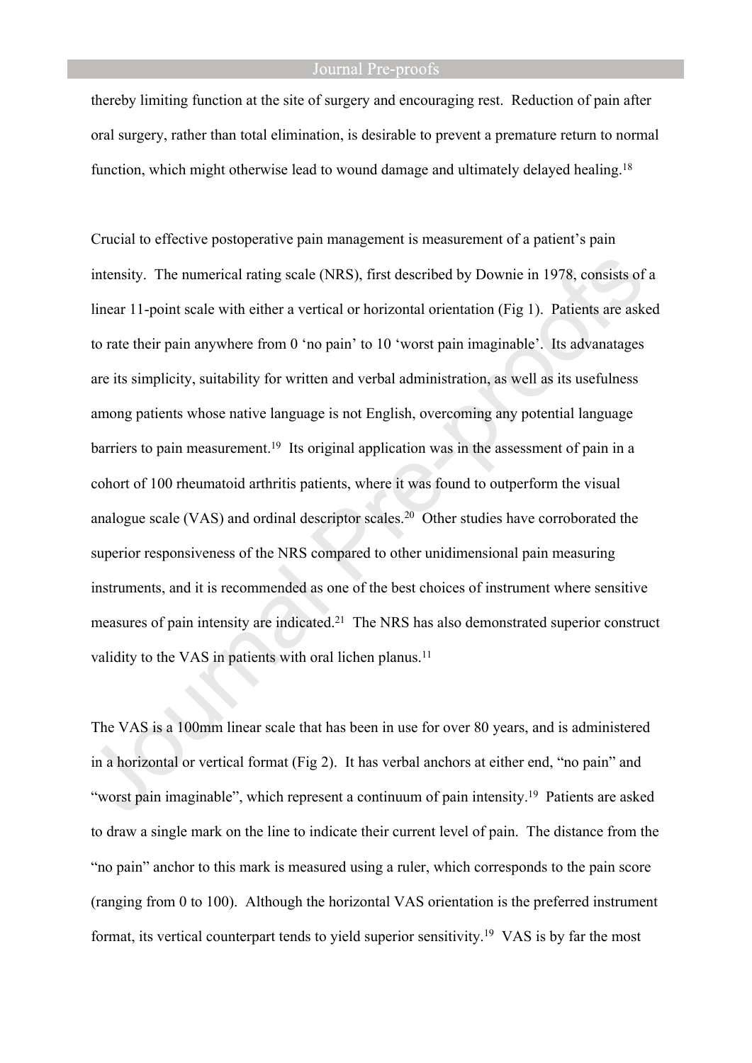thereby limiting function at the site of surgery and encouraging rest. Reduction of pain after oral surgery, rather than total elimination, is desirable to prevent a premature return to normal function, which might otherwise lead to wound damage and ultimately delayed healing.[18]

Crucial to effective postoperative pain management is measurement of a patient's pain intensity. The numerical rating scale (NRS), first described by Downie in 1978, consists of a linear 11-point scale with either a vertical or horizontal orientation (Fig 1). Patients are asked to rate their pain anywhere from 0 'no pain' to 10 'worst pain imaginable'. Its advanatages are its simplicity, suitability for written and verbal administration, as well as its usefulness among patients whose native language is not English, overcoming any potential language barriers to pain measurement.[19] Its original application was in the assessment of pain in a cohort of 100 rheumatoid arthritis patients, where it was found to outperform the visual analogue scale (VAS) and ordinal descriptor scales.[20] Other studies have corroborated the superior responsiveness of the NRS compared to other unidimensional pain measuring instruments, and it is recommended as one of the best choices of instrument where sensitive measures of pain intensity are indicated.[21] The NRS has also demonstrated superior construct validity to the VAS in patients with oral lichen planus.[11]

The VAS is a 100mm linear scale that has been in use for over 80 years, and is administered in a horizontal or vertical format (Fig 2). It has verbal anchors at either end, "no pain" and "worst pain imaginable", which represent a continuum of pain intensity.[19] Patients are asked to draw a single mark on the line to indicate their current level of pain. The distance from the "no pain" anchor to this mark is measured using a ruler, which corresponds to the pain score (ranging from 0 to 100). Although the horizontal VAS orientation is the preferred instrument format, its vertical counterpart tends to yield superior sensitivity.[19] VAS is by far the most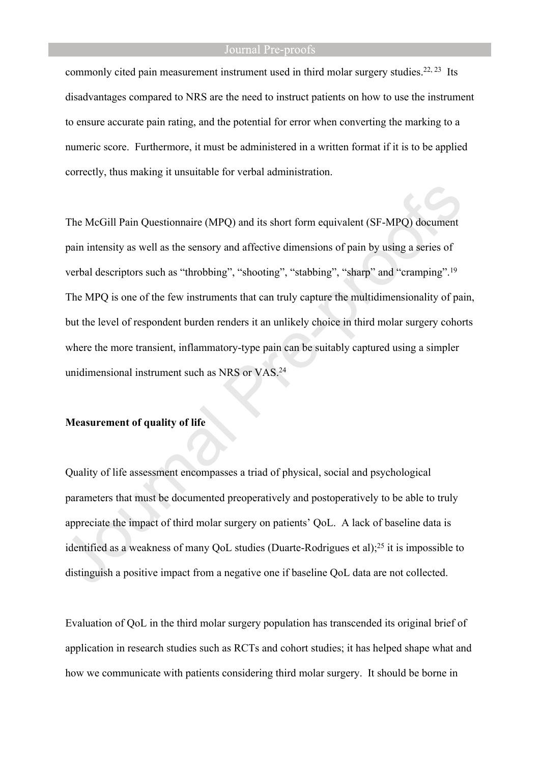commonly cited pain measurement instrument used in third molar surgery studies.[22, 23] Its disadvantages compared to NRS are the need to instruct patients on how to use the instrument to ensure accurate pain rating, and the potential for error when converting the marking to a numeric score. Furthermore, it must be administered in a written format if it is to be applied correctly, thus making it unsuitable for verbal administration.

The McGill Pain Questionnaire (MPQ) and its short form equivalent (SF-MPQ) document pain intensity as well as the sensory and affective dimensions of pain by using a series of verbal descriptors such as “throbbing”, “shooting”, “stabbing”, “sharp” and “cramping”.[19] The MPQ is one of the few instruments that can truly capture the multidimensionality of pain, but the level of respondent burden renders it an unlikely choice in third molar surgery cohorts where the more transient, inflammatory-type pain can be suitably captured using a simpler unidimensional instrument such as NRS or VAS.[24]

**Measurement of quality of life**

Quality of life assessment encompasses a triad of physical, social and psychological parameters that must be documented preoperatively and postoperatively to be able to truly appreciate the impact of third molar surgery on patients’ QoL. A lack of baseline data is identified as a weakness of many QoL studies (Duarte-Rodrigues et al);[25] it is impossible to distinguish a positive impact from a negative one if baseline QoL data are not collected.

Evaluation of QoL in the third molar surgery population has transcended its original brief of application in research studies such as RCTs and cohort studies; it has helped shape what and how we communicate with patients considering third molar surgery. It should be borne in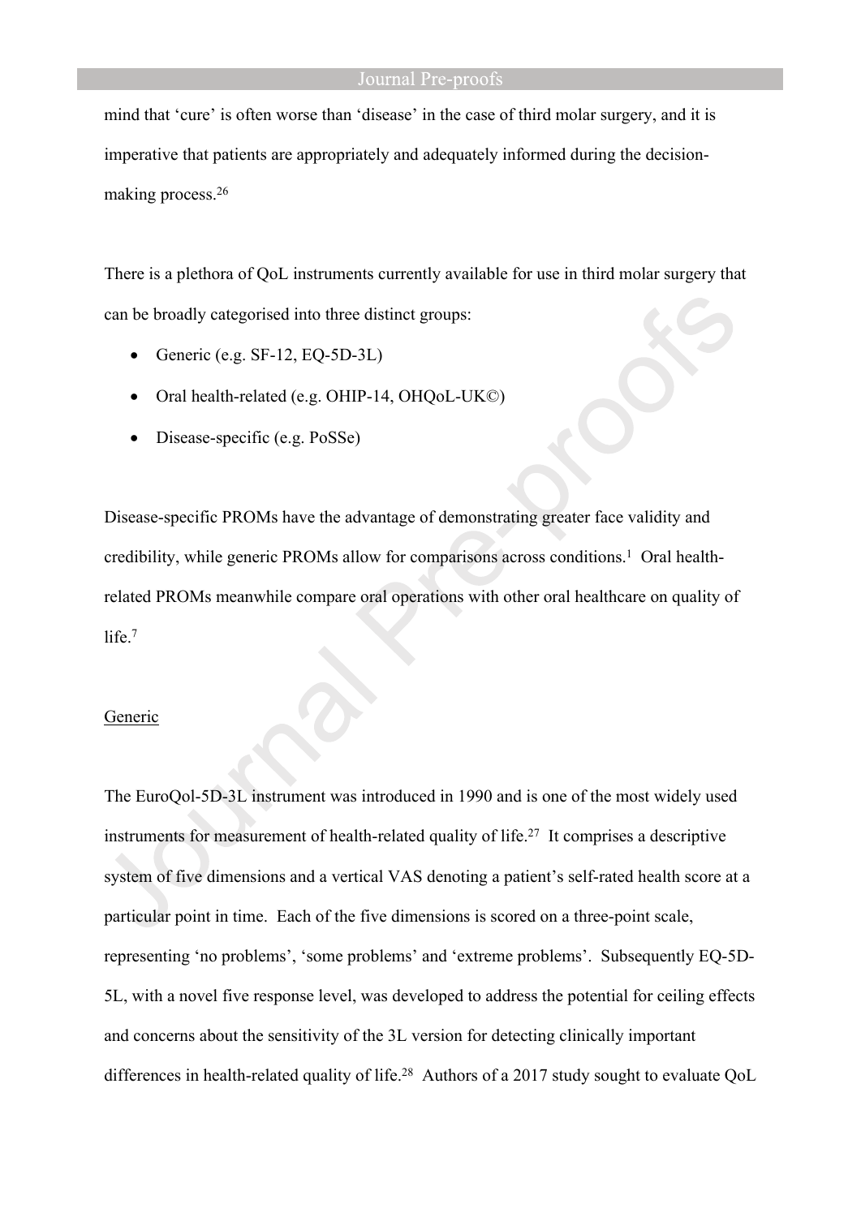mind that 'cure' is often worse than 'disease' in the case of third molar surgery, and it is imperative that patients are appropriately and adequately informed during the decision-making process.[26]

There is a plethora of QoL instruments currently available for use in third molar surgery that can be broadly categorised into three distinct groups:

- Generic (e.g. SF-12, EQ-5D-3L)
- Oral health-related (e.g. OHIP-14, OHQoL-UK©)
- Disease-specific (e.g. PoSSe)

Disease-specific PROMs have the advantage of demonstrating greater face validity and credibility, while generic PROMs allow for comparisons across conditions.[1] Oral health-related PROMs meanwhile compare oral operations with other oral healthcare on quality of life.[7]

<u>Generic</u>

The EuroQol-5D-3L instrument was introduced in 1990 and is one of the most widely used instruments for measurement of health-related quality of life.[27] It comprises a descriptive system of five dimensions and a vertical VAS denoting a patient's self-rated health score at a particular point in time. Each of the five dimensions is scored on a three-point scale, representing 'no problems', 'some problems' and 'extreme problems'. Subsequently EQ-5D-5L, with a novel five response level, was developed to address the potential for ceiling effects and concerns about the sensitivity of the 3L version for detecting clinically important differences in health-related quality of life.[28] Authors of a 2017 study sought to evaluate QoL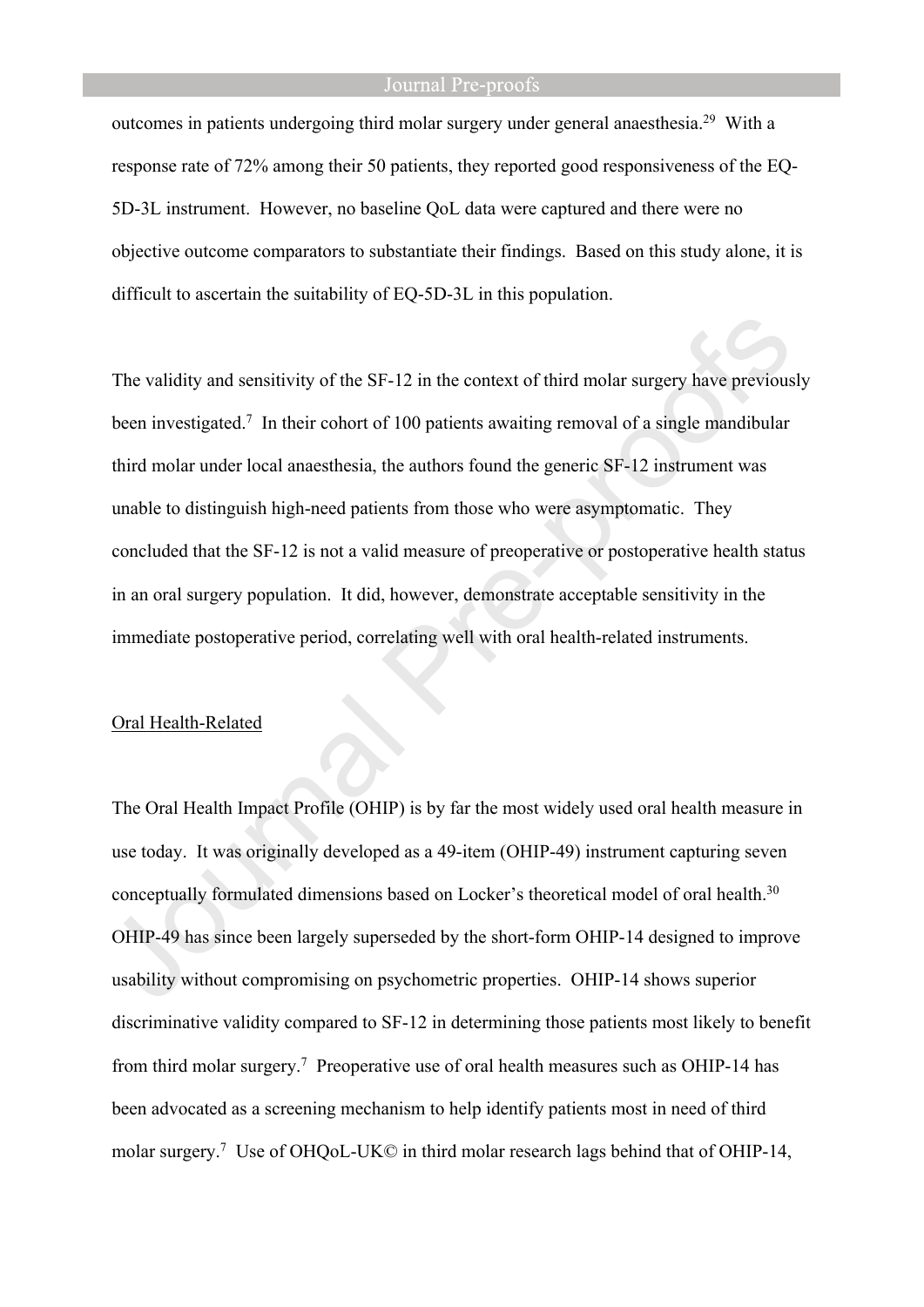outcomes in patients undergoing third molar surgery under general anaesthesia.[29] With a response rate of 72% among their 50 patients, they reported good responsiveness of the EQ-5D-3L instrument. However, no baseline QoL data were captured and there were no objective outcome comparators to substantiate their findings. Based on this study alone, it is difficult to ascertain the suitability of EQ-5D-3L in this population.

The validity and sensitivity of the SF-12 in the context of third molar surgery have previously been investigated.[7] In their cohort of 100 patients awaiting removal of a single mandibular third molar under local anaesthesia, the authors found the generic SF-12 instrument was unable to distinguish high-need patients from those who were asymptomatic. They concluded that the SF-12 is not a valid measure of preoperative or postoperative health status in an oral surgery population. It did, however, demonstrate acceptable sensitivity in the immediate postoperative period, correlating well with oral health-related instruments.

Oral Health-Related

The Oral Health Impact Profile (OHIP) is by far the most widely used oral health measure in use today. It was originally developed as a 49-item (OHIP-49) instrument capturing seven conceptually formulated dimensions based on Locker's theoretical model of oral health.[30] OHIP-49 has since been largely superseded by the short-form OHIP-14 designed to improve usability without compromising on psychometric properties. OHIP-14 shows superior discriminative validity compared to SF-12 in determining those patients most likely to benefit from third molar surgery.[7] Preoperative use of oral health measures such as OHIP-14 has been advocated as a screening mechanism to help identify patients most in need of third molar surgery.[7] Use of OHQoL-UK© in third molar research lags behind that of OHIP-14,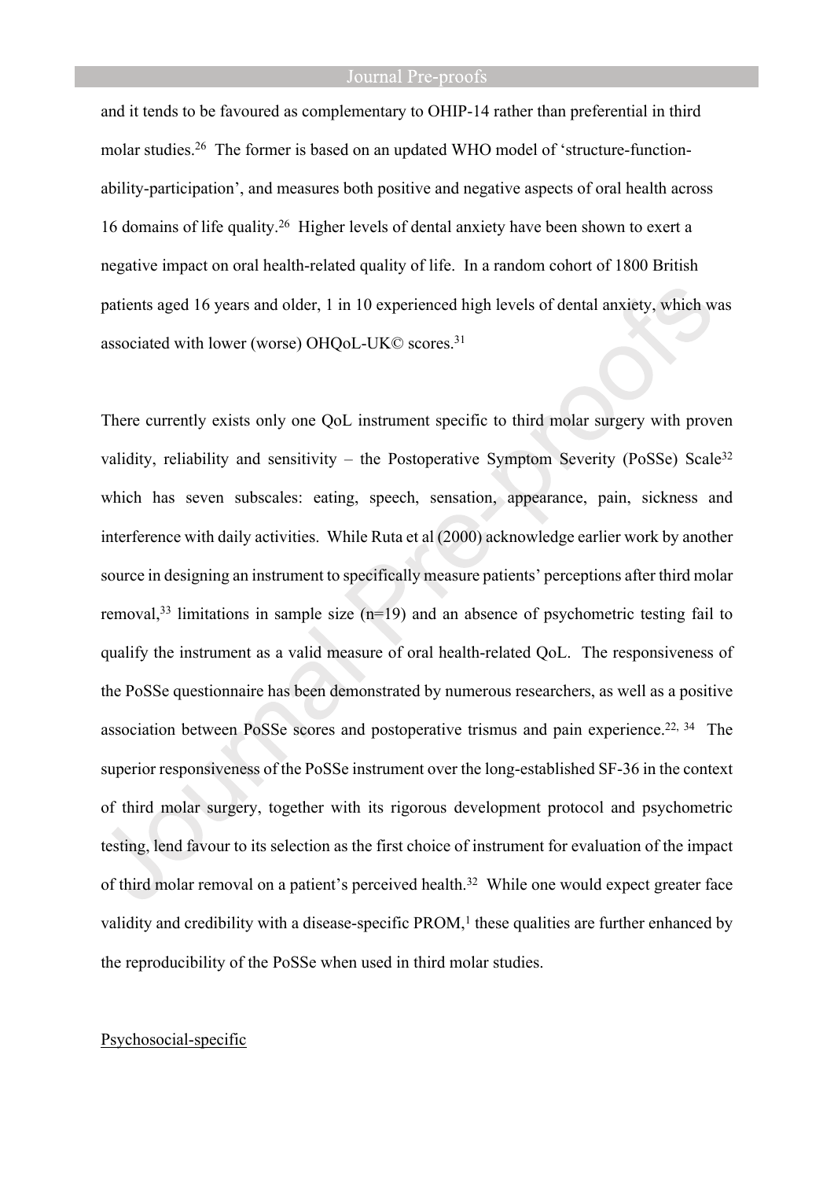and it tends to be favoured as complementary to OHIP-14 rather than preferential in third molar studies.[26] The former is based on an updated WHO model of 'structure-function-ability-participation', and measures both positive and negative aspects of oral health across 16 domains of life quality.[26] Higher levels of dental anxiety have been shown to exert a negative impact on oral health-related quality of life. In a random cohort of 1800 British patients aged 16 years and older, 1 in 10 experienced high levels of dental anxiety, which was associated with lower (worse) OHQoL-UK© scores.[31]

There currently exists only one QoL instrument specific to third molar surgery with proven validity, reliability and sensitivity – the Postoperative Symptom Severity (PoSSe) Scale[32] which has seven subscales: eating, speech, sensation, appearance, pain, sickness and interference with daily activities. While Ruta et al (2000) acknowledge earlier work by another source in designing an instrument to specifically measure patients' perceptions after third molar removal,[33] limitations in sample size (n=19) and an absence of psychometric testing fail to qualify the instrument as a valid measure of oral health-related QoL. The responsiveness of the PoSSe questionnaire has been demonstrated by numerous researchers, as well as a positive association between PoSSe scores and postoperative trismus and pain experience.[22, 34] The superior responsiveness of the PoSSe instrument over the long-established SF-36 in the context of third molar surgery, together with its rigorous development protocol and psychometric testing, lend favour to its selection as the first choice of instrument for evaluation of the impact of third molar removal on a patient's perceived health.[32] While one would expect greater face validity and credibility with a disease-specific PROM,[1] these qualities are further enhanced by the reproducibility of the PoSSe when used in third molar studies.

<u>Psychosocial-specific</u>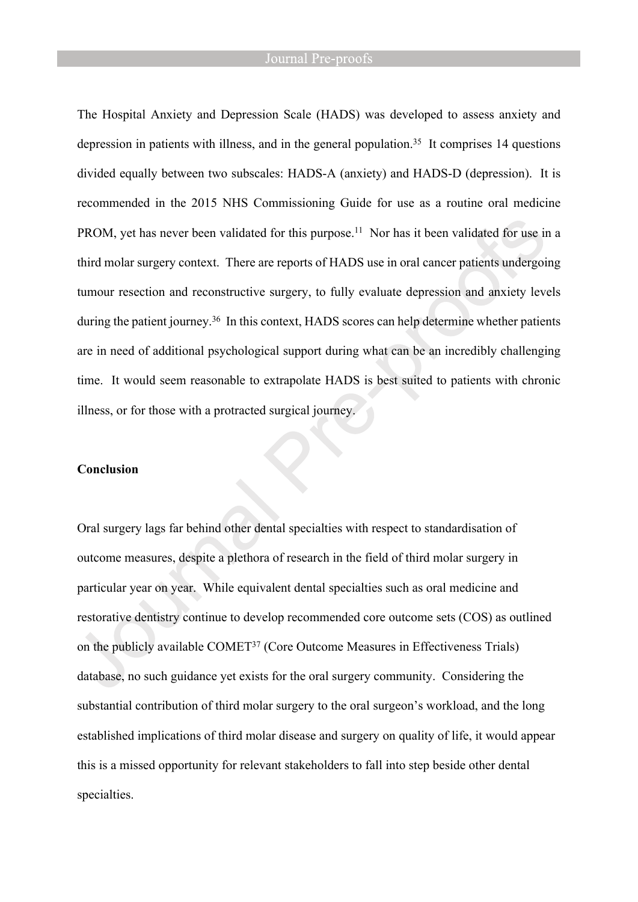The Hospital Anxiety and Depression Scale (HADS) was developed to assess anxiety and depression in patients with illness, and in the general population.[35] It comprises 14 questions divided equally between two subscales: HADS-A (anxiety) and HADS-D (depression). It is recommended in the 2015 NHS Commissioning Guide for use as a routine oral medicine PROM, yet has never been validated for this purpose.[11] Nor has it been validated for use in a third molar surgery context. There are reports of HADS use in oral cancer patients undergoing tumour resection and reconstructive surgery, to fully evaluate depression and anxiety levels during the patient journey.[36] In this context, HADS scores can help determine whether patients are in need of additional psychological support during what can be an incredibly challenging time. It would seem reasonable to extrapolate HADS is best suited to patients with chronic illness, or for those with a protracted surgical journey.

**Conclusion**

Oral surgery lags far behind other dental specialties with respect to standardisation of outcome measures, despite a plethora of research in the field of third molar surgery in particular year on year. While equivalent dental specialties such as oral medicine and restorative dentistry continue to develop recommended core outcome sets (COS) as outlined on the publicly available COMET[37] (Core Outcome Measures in Effectiveness Trials) database, no such guidance yet exists for the oral surgery community. Considering the substantial contribution of third molar surgery to the oral surgeon's workload, and the long established implications of third molar disease and surgery on quality of life, it would appear this is a missed opportunity for relevant stakeholders to fall into step beside other dental specialties.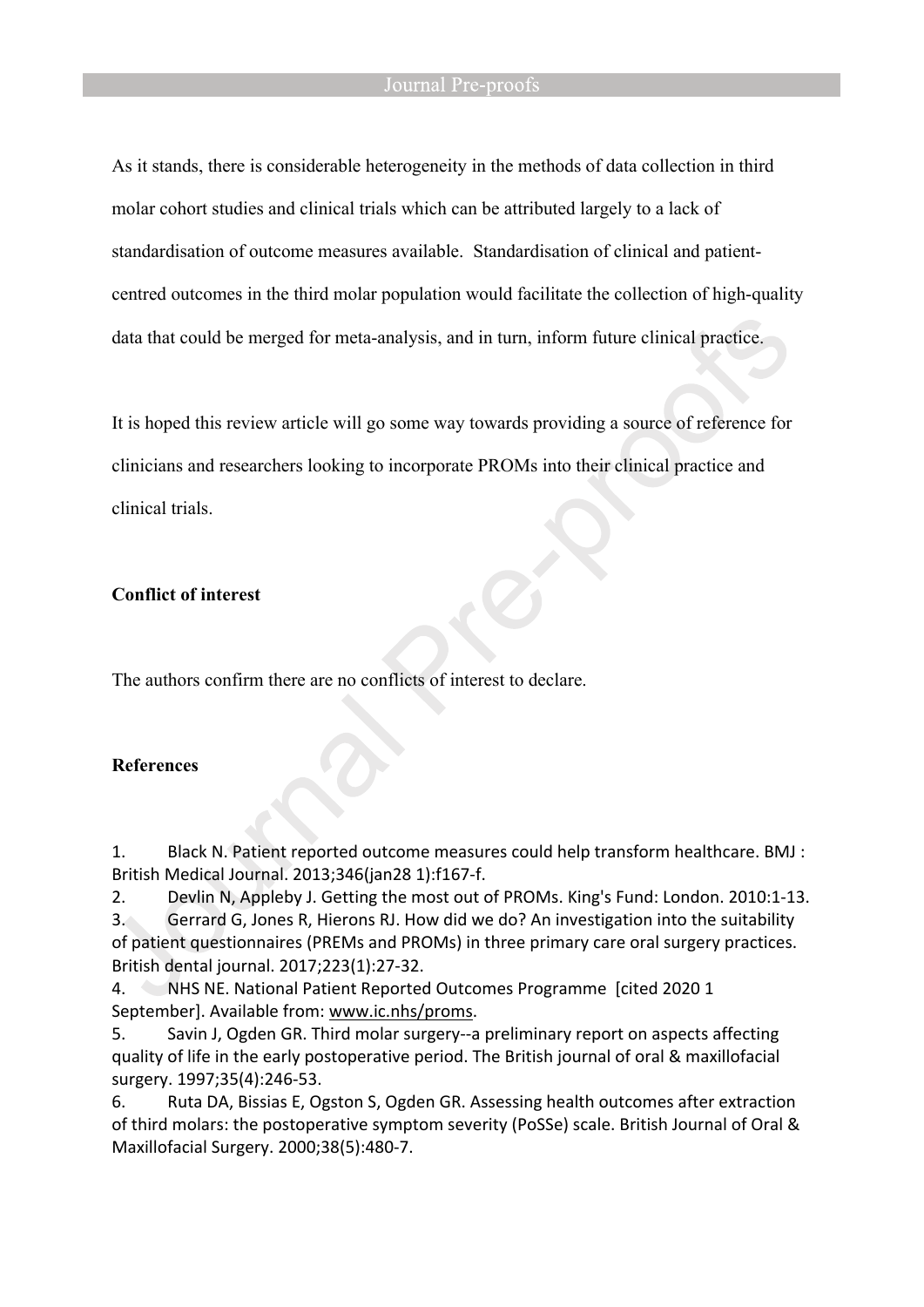As it stands, there is considerable heterogeneity in the methods of data collection in third molar cohort studies and clinical trials which can be attributed largely to a lack of standardisation of outcome measures available. Standardisation of clinical and patient-centred outcomes in the third molar population would facilitate the collection of high-quality data that could be merged for meta-analysis, and in turn, inform future clinical practice.

It is hoped this review article will go some way towards providing a source of reference for clinicians and researchers looking to incorporate PROMs into their clinical practice and clinical trials.

## Conflict of interest

The authors confirm there are no conflicts of interest to declare.

## References

1. Black N. Patient reported outcome measures could help transform healthcare. BMJ : British Medical Journal. 2013;346(jan28 1):f167-f.
2. Devlin N, Appleby J. Getting the most out of PROMs. King's Fund: London. 2010:1-13.
3. Gerrard G, Jones R, Hierons RJ. How did we do? An investigation into the suitability of patient questionnaires (PREMs and PROMs) in three primary care oral surgery practices. British dental journal. 2017;223(1):27-32.
4. NHS NE. National Patient Reported Outcomes Programme [cited 2020 1 September]. Available from: www.ic.nhs/proms.
5. Savin J, Ogden GR. Third molar surgery--a preliminary report on aspects affecting quality of life in the early postoperative period. The British journal of oral & maxillofacial surgery. 1997;35(4):246-53.
6. Ruta DA, Bissias E, Ogston S, Ogden GR. Assessing health outcomes after extraction of third molars: the postoperative symptom severity (PoSSe) scale. British Journal of Oral & Maxillofacial Surgery. 2000;38(5):480-7.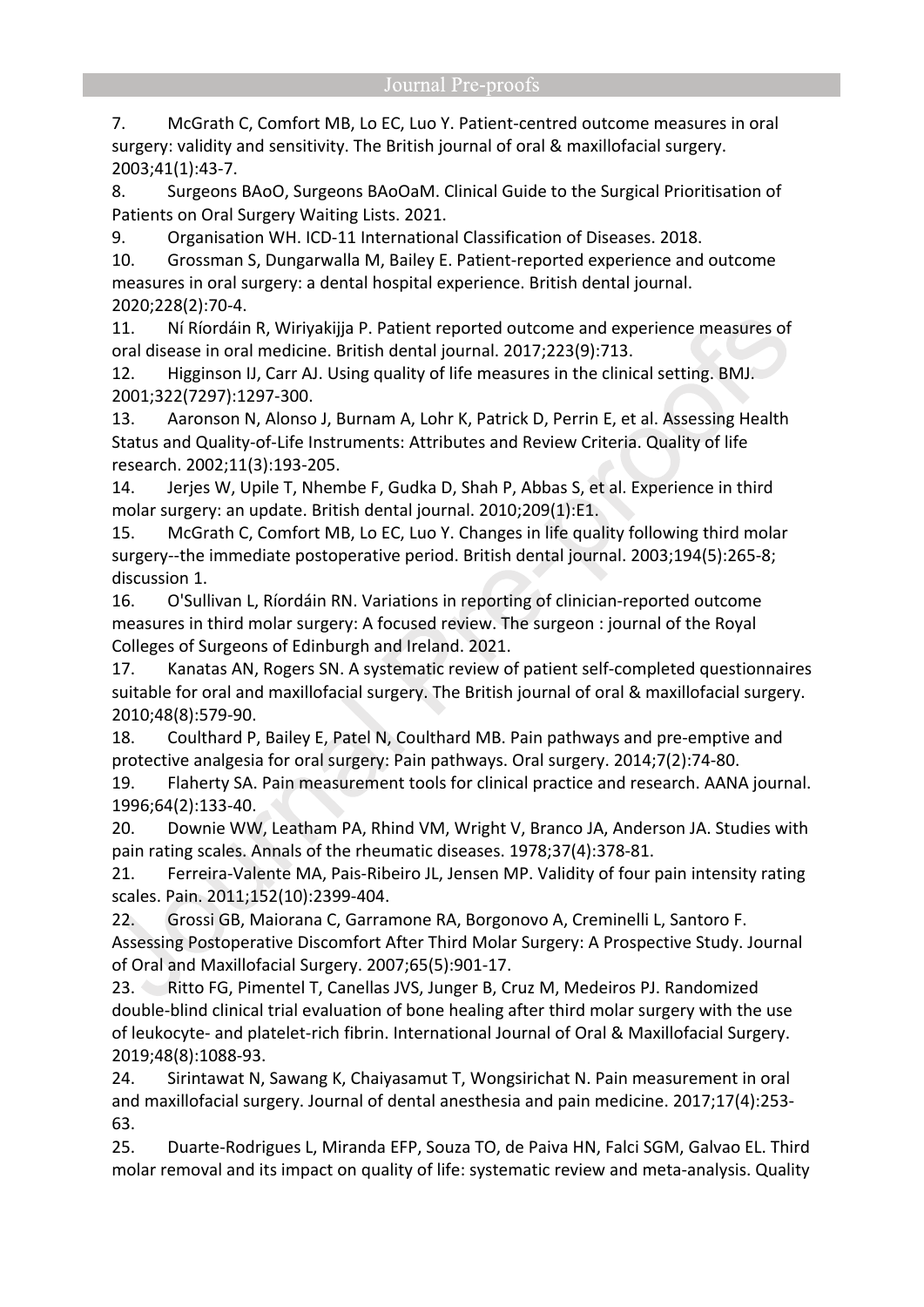7. McGrath C, Comfort MB, Lo EC, Luo Y. Patient-centred outcome measures in oral surgery: validity and sensitivity. The British journal of oral & maxillofacial surgery. 2003;41(1):43-7.
8. Surgeons BAoO, Surgeons BAoOaM. Clinical Guide to the Surgical Prioritisation of Patients on Oral Surgery Waiting Lists. 2021.
9. Organisation WH. ICD-11 International Classification of Diseases. 2018.
10. Grossman S, Dungarwalla M, Bailey E. Patient-reported experience and outcome measures in oral surgery: a dental hospital experience. British dental journal. 2020;228(2):70-4.
11. Ní Ríordáin R, Wiriyakijja P. Patient reported outcome and experience measures of oral disease in oral medicine. British dental journal. 2017;223(9):713.
12. Higginson IJ, Carr AJ. Using quality of life measures in the clinical setting. BMJ. 2001;322(7297):1297-300.
13. Aaronson N, Alonso J, Burnam A, Lohr K, Patrick D, Perrin E, et al. Assessing Health Status and Quality-of-Life Instruments: Attributes and Review Criteria. Quality of life research. 2002;11(3):193-205.
14. Jerjes W, Upile T, Nhembe F, Gudka D, Shah P, Abbas S, et al. Experience in third molar surgery: an update. British dental journal. 2010;209(1):E1.
15. McGrath C, Comfort MB, Lo EC, Luo Y. Changes in life quality following third molar surgery--the immediate postoperative period. British dental journal. 2003;194(5):265-8; discussion 1.
16. O'Sullivan L, Ríordáin RN. Variations in reporting of clinician-reported outcome measures in third molar surgery: A focused review. The surgeon : journal of the Royal Colleges of Surgeons of Edinburgh and Ireland. 2021.
17. Kanatas AN, Rogers SN. A systematic review of patient self-completed questionnaires suitable for oral and maxillofacial surgery. The British journal of oral & maxillofacial surgery. 2010;48(8):579-90.
18. Coulthard P, Bailey E, Patel N, Coulthard MB. Pain pathways and pre-emptive and protective analgesia for oral surgery: Pain pathways. Oral surgery. 2014;7(2):74-80.
19. Flaherty SA. Pain measurement tools for clinical practice and research. AANA journal. 1996;64(2):133-40.
20. Downie WW, Leatham PA, Rhind VM, Wright V, Branco JA, Anderson JA. Studies with pain rating scales. Annals of the rheumatic diseases. 1978;37(4):378-81.
21. Ferreira-Valente MA, Pais-Ribeiro JL, Jensen MP. Validity of four pain intensity rating scales. Pain. 2011;152(10):2399-404.
22. Grossi GB, Maiorana C, Garramone RA, Borgonovo A, Creminelli L, Santoro F. Assessing Postoperative Discomfort After Third Molar Surgery: A Prospective Study. Journal of Oral and Maxillofacial Surgery. 2007;65(5):901-17.
23. Ritto FG, Pimentel T, Canellas JVS, Junger B, Cruz M, Medeiros PJ. Randomized double-blind clinical trial evaluation of bone healing after third molar surgery with the use of leukocyte- and platelet-rich fibrin. International Journal of Oral & Maxillofacial Surgery. 2019;48(8):1088-93.
24. Sirintawat N, Sawang K, Chaiyasamut T, Wongsirichat N. Pain measurement in oral and maxillofacial surgery. Journal of dental anesthesia and pain medicine. 2017;17(4):253-63.
25. Duarte-Rodrigues L, Miranda EFP, Souza TO, de Paiva HN, Falci SGM, Galvao EL. Third molar removal and its impact on quality of life: systematic review and meta-analysis. Quality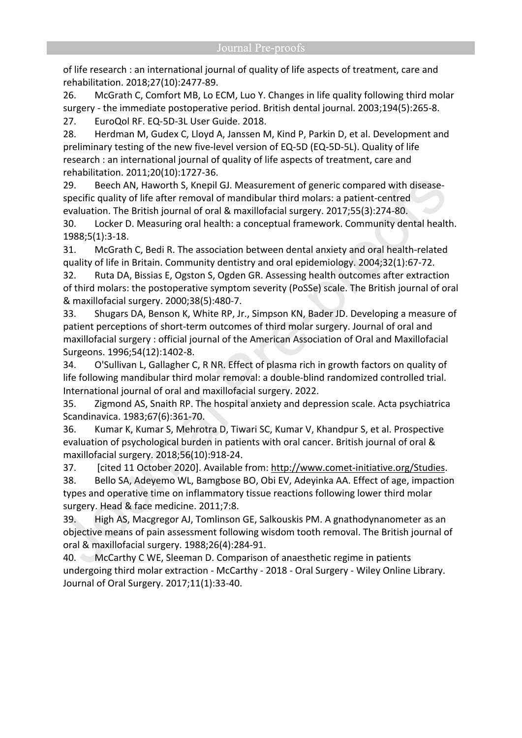of life research : an international journal of quality of life aspects of treatment, care and rehabilitation. 2018;27(10):2477-89.

26. McGrath C, Comfort MB, Lo ECM, Luo Y. Changes in life quality following third molar surgery - the immediate postoperative period. British dental journal. 2003;194(5):265-8.

27. EuroQol RF. EQ-5D-3L User Guide. 2018.

28. Herdman M, Gudex C, Lloyd A, Janssen M, Kind P, Parkin D, et al. Development and preliminary testing of the new five-level version of EQ-5D (EQ-5D-5L). Quality of life research : an international journal of quality of life aspects of treatment, care and rehabilitation. 2011;20(10):1727-36.

29. Beech AN, Haworth S, Knepil GJ. Measurement of generic compared with disease-specific quality of life after removal of mandibular third molars: a patient-centred evaluation. The British journal of oral & maxillofacial surgery. 2017;55(3):274-80.

30. Locker D. Measuring oral health: a conceptual framework. Community dental health. 1988;5(1):3-18.

31. McGrath C, Bedi R. The association between dental anxiety and oral health-related quality of life in Britain. Community dentistry and oral epidemiology. 2004;32(1):67-72.

32. Ruta DA, Bissias E, Ogston S, Ogden GR. Assessing health outcomes after extraction of third molars: the postoperative symptom severity (PoSSe) scale. The British journal of oral & maxillofacial surgery. 2000;38(5):480-7.

33. Shugars DA, Benson K, White RP, Jr., Simpson KN, Bader JD. Developing a measure of patient perceptions of short-term outcomes of third molar surgery. Journal of oral and maxillofacial surgery : official journal of the American Association of Oral and Maxillofacial Surgeons. 1996;54(12):1402-8.

34. O'Sullivan L, Gallagher C, R NR. Effect of plasma rich in growth factors on quality of life following mandibular third molar removal: a double-blind randomized controlled trial. International journal of oral and maxillofacial surgery. 2022.

35. Zigmond AS, Snaith RP. The hospital anxiety and depression scale. Acta psychiatrica Scandinavica. 1983;67(6):361-70.

36. Kumar K, Kumar S, Mehrotra D, Tiwari SC, Kumar V, Khandpur S, et al. Prospective evaluation of psychological burden in patients with oral cancer. British journal of oral & maxillofacial surgery. 2018;56(10):918-24.

37. [cited 11 October 2020]. Available from: http://www.comet-initiative.org/Studies.

38. Bello SA, Adeyemo WL, Bamgbose BO, Obi EV, Adeyinka AA. Effect of age, impaction types and operative time on inflammatory tissue reactions following lower third molar surgery. Head & face medicine. 2011;7:8.

39. High AS, Macgregor AJ, Tomlinson GE, Salkouskis PM. A gnathodynanometer as an objective means of pain assessment following wisdom tooth removal. The British journal of oral & maxillofacial surgery. 1988;26(4):284-91.

40. McCarthy C WE, Sleeman D. Comparison of anaesthetic regime in patients undergoing third molar extraction - McCarthy - 2018 - Oral Surgery - Wiley Online Library. Journal of Oral Surgery. 2017;11(1):33-40.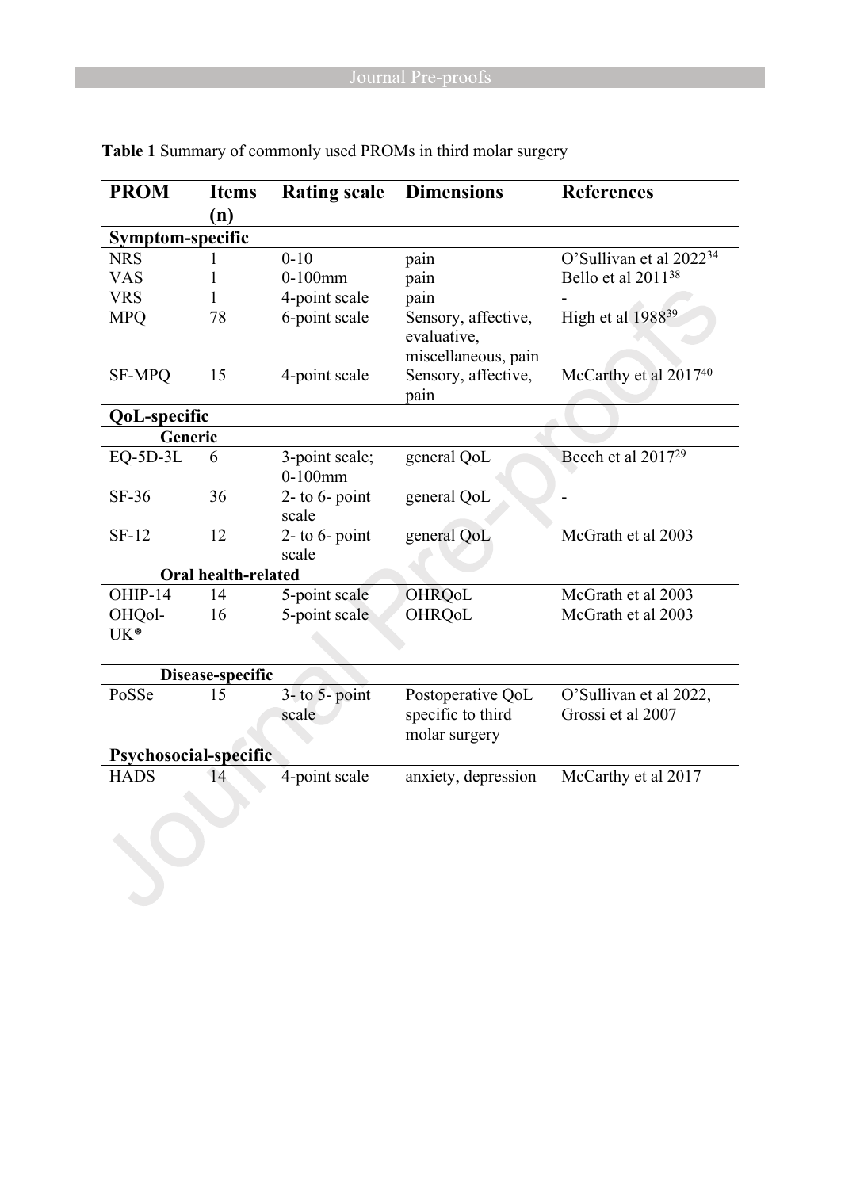**Table 1** Summary of commonly used PROMs in third molar surgery

| PROM | Items (n) | Rating scale | Dimensions | References |
|---|---|---|---|---|
| **Symptom-specific** | | | | |
| NRS | 1 | 0-10 | pain | O'Sullivan et al 2022[34] |
| VAS | 1 | 0-100mm | pain | Bello et al 2011[38] |
| VRS | 1 | 4-point scale | pain | - |
| MPQ | 78 | 6-point scale | Sensory, affective, evaluative, miscellaneous, pain | High et al 1988[39] |
| SF-MPQ | 15 | 4-point scale | Sensory, affective, pain | McCarthy et al 2017[40] |
| **QoL-specific** | | | | |
| **Generic** | | | | |
| EQ-5D-3L | 6 | 3-point scale; 0-100mm | general QoL | Beech et al 2017[29] |
| SF-36 | 36 | 2- to 6- point scale | general QoL | - |
| SF-12 | 12 | 2- to 6- point scale | general QoL | McGrath et al 2003 |
| **Oral health-related** | | | | |
| OHIP-14 | 14 | 5-point scale | OHRQoL | McGrath et al 2003 |
| OHQol-UK® | 16 | 5-point scale | OHRQoL | McGrath et al 2003 |
| **Disease-specific** | | | | |
| PoSSe | 15 | 3- to 5- point scale | Postoperative QoL specific to third molar surgery | O'Sullivan et al 2022, Grossi et al 2007 |
| **Psychosocial-specific** | | | | |
| HADS | 14 | 4-point scale | anxiety, depression | McCarthy et al 2017 |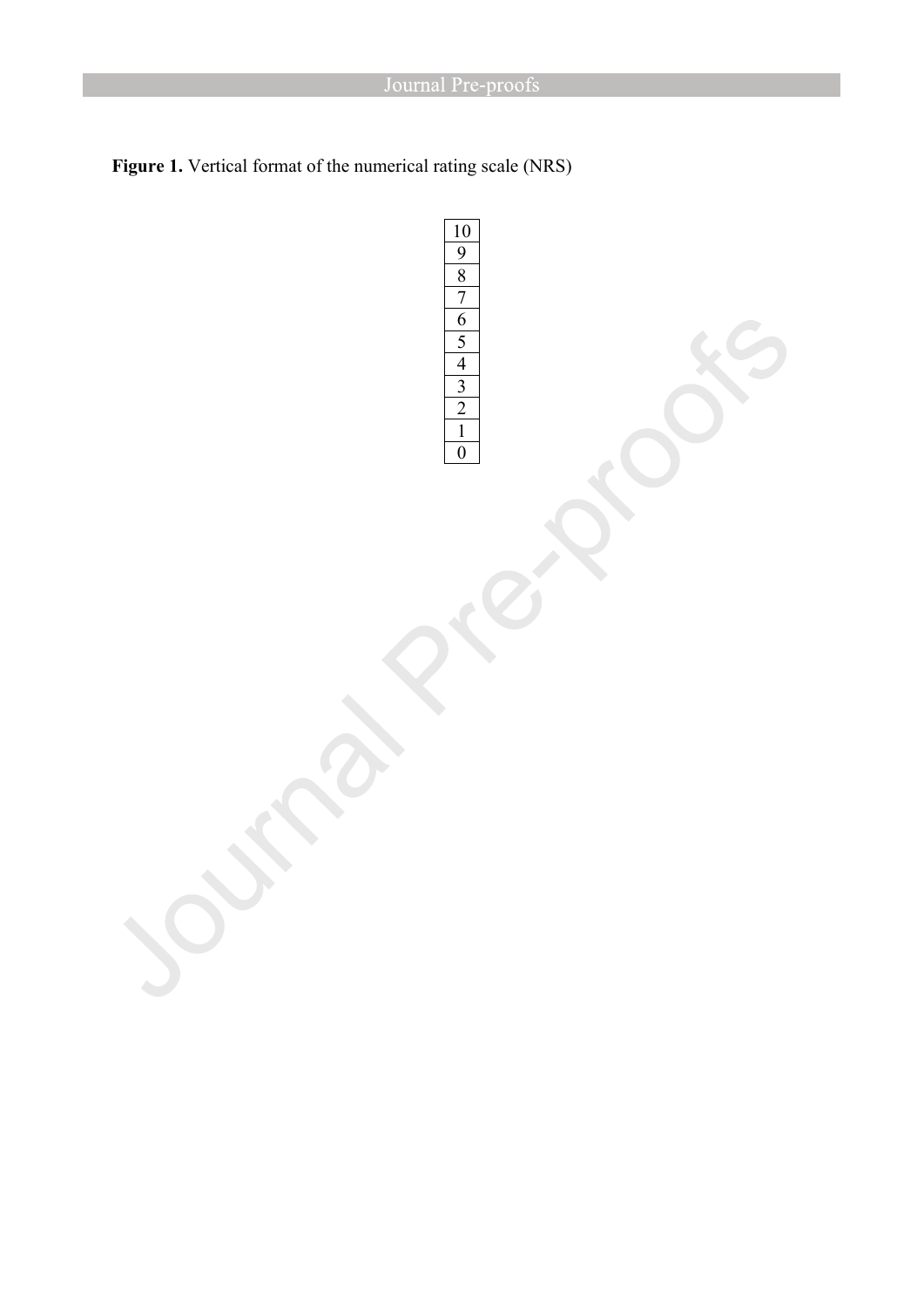**Figure 1.** Vertical format of the numerical rating scale (NRS)

| 10 |
|---|
| 9 |
| 8 |
| 7 |
| 6 |
| 5 |
| 4 |
| 3 |
| 2 |
| 1 |
| 0 |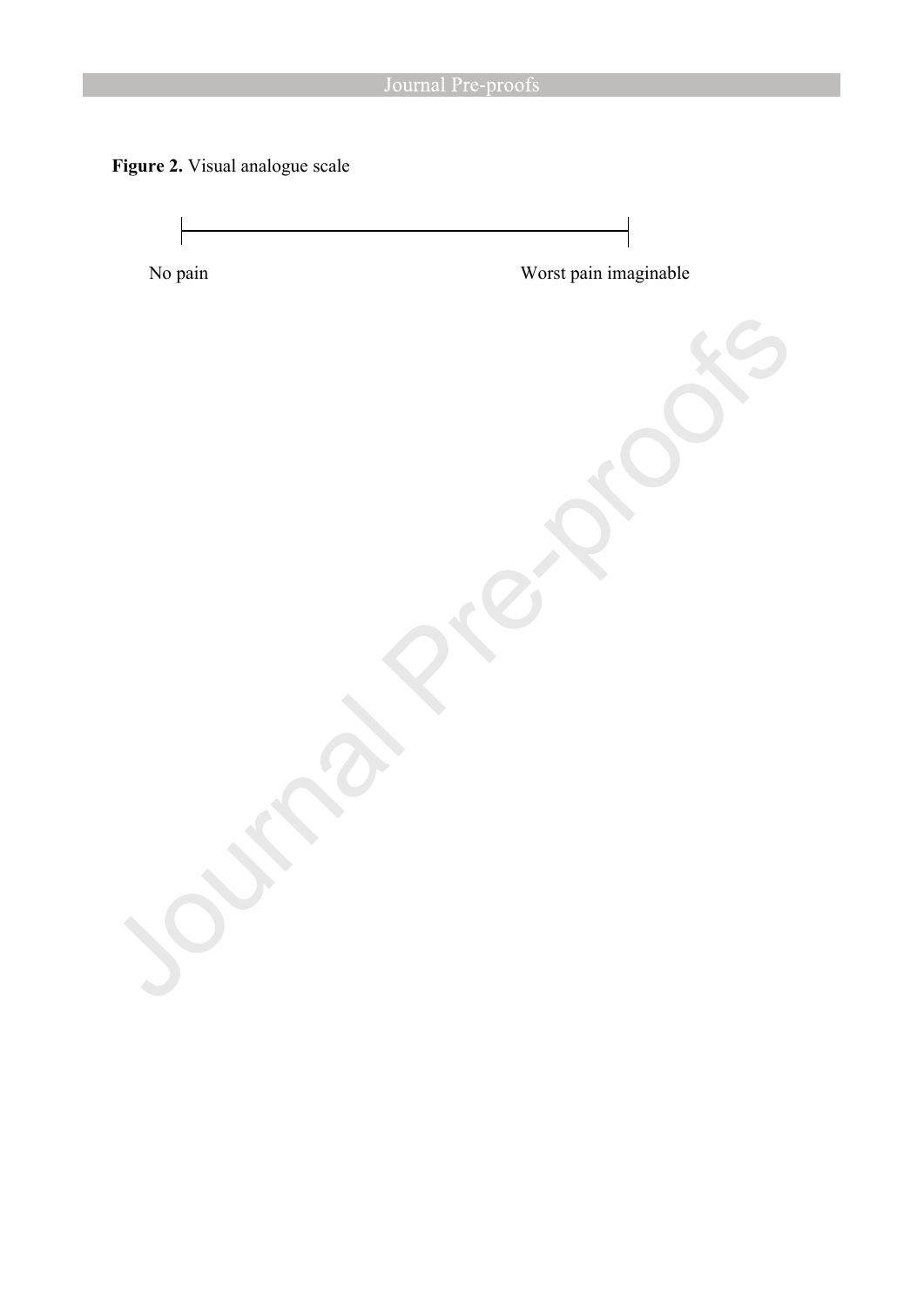**Figure 2.** Visual analogue scale

No pain

Worst pain imaginable